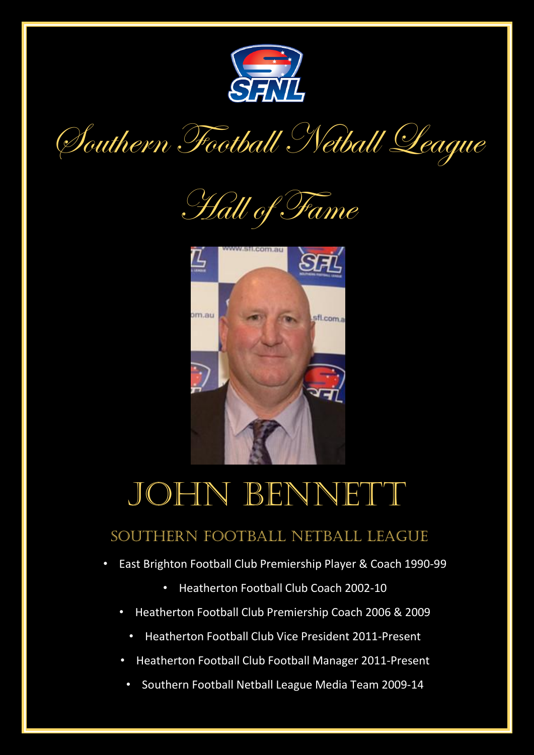# Southern Football Netball League

## Hall of Fame

# JOHN BENNETT

### SOUTHERN FOOTBALL NETBALL LEAGUE

- East Brighton Football Club Premiership Player & Coach 1990-99
- Heatherton Football Club Coach 2002-10
- Heatherton Football Club Premiership Coach 2006 & 2009
- Heatherton Football Club Vice President 2011-Present
- Heatherton Football Club Football Manager 2011-Present
- Southern Football Netball League Media Team 2009-14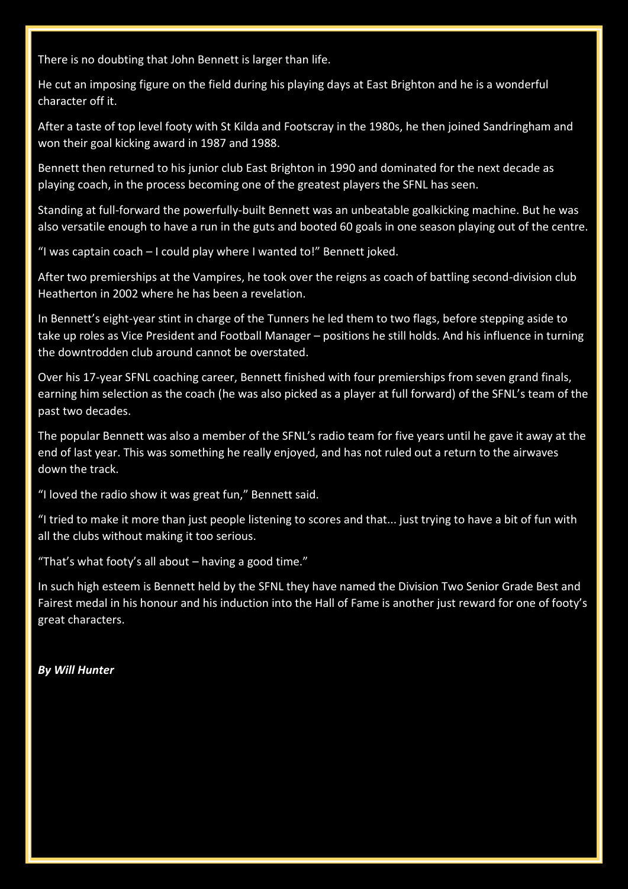There is no doubting that John Bennett is larger than life.

He cut an imposing figure on the field during his playing days at East Brighton and he is a wonderful character off it.

After a taste of top level footy with St Kilda and Footscray in the 1980s, he then joined Sandringham and won their goal kicking award in 1987 and 1988.

Bennett then returned to his junior club East Brighton in 1990 and dominated for the next decade as playing coach, in the process becoming one of the greatest players the SFNL has seen.

Standing at full-forward the powerfully-built Bennett was an unbeatable goalkicking machine. But he was also versatile enough to have a run in the guts and booted 60 goals in one season playing out of the centre.

"I was captain coach – I could play where I wanted to!" Bennett joked.

After two premierships at the Vampires, he took over the reigns as coach of battling second-division club Heatherton in 2002 where he has been a revelation.

In Bennett's eight-year stint in charge of the Tunners he led them to two flags, before stepping aside to take up roles as Vice President and Football Manager – positions he still holds. And his influence in turning the downtrodden club around cannot be overstated.

Over his 17-year SFNL coaching career, Bennett finished with four premierships from seven grand finals, earning him selection as the coach (he was also picked as a player at full forward) of the SFNL's team of the past two decades.

The popular Bennett was also a member of the SFNL's radio team for five years until he gave it away at the end of last year. This was something he really enjoyed, and has not ruled out a return to the airwaves down the track.

"I loved the radio show it was great fun," Bennett said.

"I tried to make it more than just people listening to scores and that... just trying to have a bit of fun with all the clubs without making it too serious.

"That's what footy's all about – having a good time."

In such high esteem is Bennett held by the SFNL they have named the Division Two Senior Grade Best and Fairest medal in his honour and his induction into the Hall of Fame is another just reward for one of footy's great characters.

***By Will Hunter***